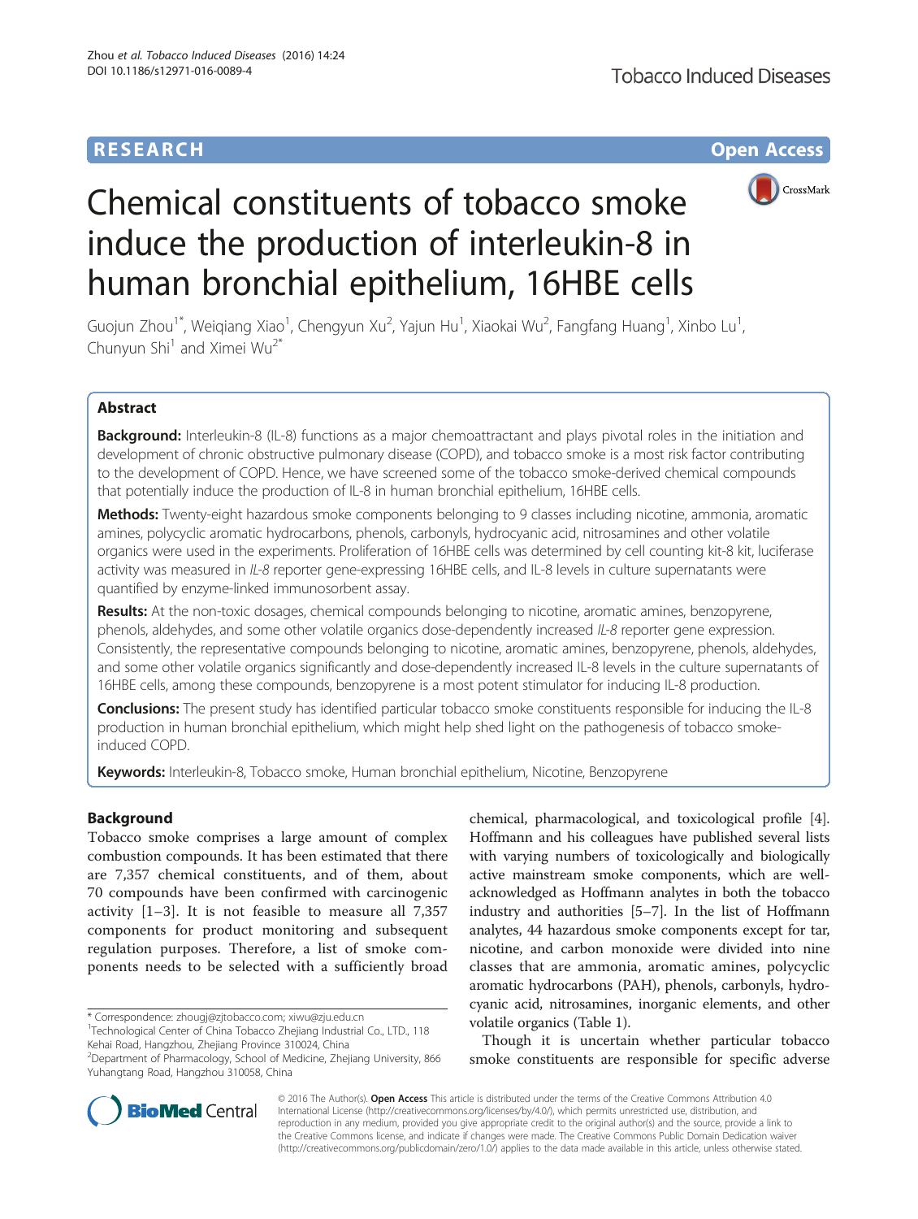**RESEARCH** **Open Access**

# Chemical constituents of tobacco smoke induce the production of interleukin-8 in human bronchial epithelium, 16HBE cells

Guojun Zhou[1*], Weiqiang Xiao[1], Chengyun Xu[2], Yajun Hu[1], Xiaokai Wu[2], Fangfang Huang[1], Xinbo Lu[1], Chunyun Shi[1] and Ximei Wu[2*]

## Abstract

**Background:** Interleukin-8 (IL-8) functions as a major chemoattractant and plays pivotal roles in the initiation and development of chronic obstructive pulmonary disease (COPD), and tobacco smoke is a most risk factor contributing to the development of COPD. Hence, we have screened some of the tobacco smoke-derived chemical compounds that potentially induce the production of IL-8 in human bronchial epithelium, 16HBE cells.

**Methods:** Twenty-eight hazardous smoke components belonging to 9 classes including nicotine, ammonia, aromatic amines, polycyclic aromatic hydrocarbons, phenols, carbonyls, hydrocyanic acid, nitrosamines and other volatile organics were used in the experiments. Proliferation of 16HBE cells was determined by cell counting kit-8 kit, luciferase activity was measured in *IL-8* reporter gene-expressing 16HBE cells, and IL-8 levels in culture supernatants were quantified by enzyme-linked immunosorbent assay.

**Results:** At the non-toxic dosages, chemical compounds belonging to nicotine, aromatic amines, benzopyrene, phenols, aldehydes, and some other volatile organics dose-dependently increased *IL-8* reporter gene expression. Consistently, the representative compounds belonging to nicotine, aromatic amines, benzopyrene, phenols, aldehydes, and some other volatile organics significantly and dose-dependently increased IL-8 levels in the culture supernatants of 16HBE cells, among these compounds, benzopyrene is a most potent stimulator for inducing IL-8 production.

**Conclusions:** The present study has identified particular tobacco smoke constituents responsible for inducing the IL-8 production in human bronchial epithelium, which might help shed light on the pathogenesis of tobacco smoke-induced COPD.

**Keywords:** Interleukin-8, Tobacco smoke, Human bronchial epithelium, Nicotine, Benzopyrene

## Background

Tobacco smoke comprises a large amount of complex combustion compounds. It has been estimated that there are 7,357 chemical constituents, and of them, about 70 compounds have been confirmed with carcinogenic activity [1–3]. It is not feasible to measure all 7,357 components for product monitoring and subsequent regulation purposes. Therefore, a list of smoke components needs to be selected with a sufficiently broad chemical, pharmacological, and toxicological profile [4]. Hoffmann and his colleagues have published several lists with varying numbers of toxicologically and biologically active mainstream smoke components, which are well-acknowledged as Hoffmann analytes in both the tobacco industry and authorities [5–7]. In the list of Hoffmann analytes, 44 hazardous smoke components except for tar, nicotine, and carbon monoxide were divided into nine classes that are ammonia, aromatic amines, polycyclic aromatic hydrocarbons (PAH), phenols, carbonyls, hydrocyanic acid, nitrosamines, inorganic elements, and other volatile organics (Table 1).

Though it is uncertain whether particular tobacco smoke constituents are responsible for specific adverse

\* Correspondence: zhougj@zjtobacco.com; xiwu@zju.edu.cn

[1]Technological Center of China Tobacco Zhejiang Industrial Co., LTD., 118 Kehai Road, Hangzhou, Zhejiang Province 310024, China

[2]Department of Pharmacology, School of Medicine, Zhejiang University, 866 Yuhangtang Road, Hangzhou 310058, China

© 2016 The Author(s). **Open Access** This article is distributed under the terms of the Creative Commons Attribution 4.0 International License (http://creativecommons.org/licenses/by/4.0/), which permits unrestricted use, distribution, and reproduction in any medium, provided you give appropriate credit to the original author(s) and the source, provide a link to the Creative Commons license, and indicate if changes were made. The Creative Commons Public Domain Dedication waiver (http://creativecommons.org/publicdomain/zero/1.0/) applies to the data made available in this article, unless otherwise stated.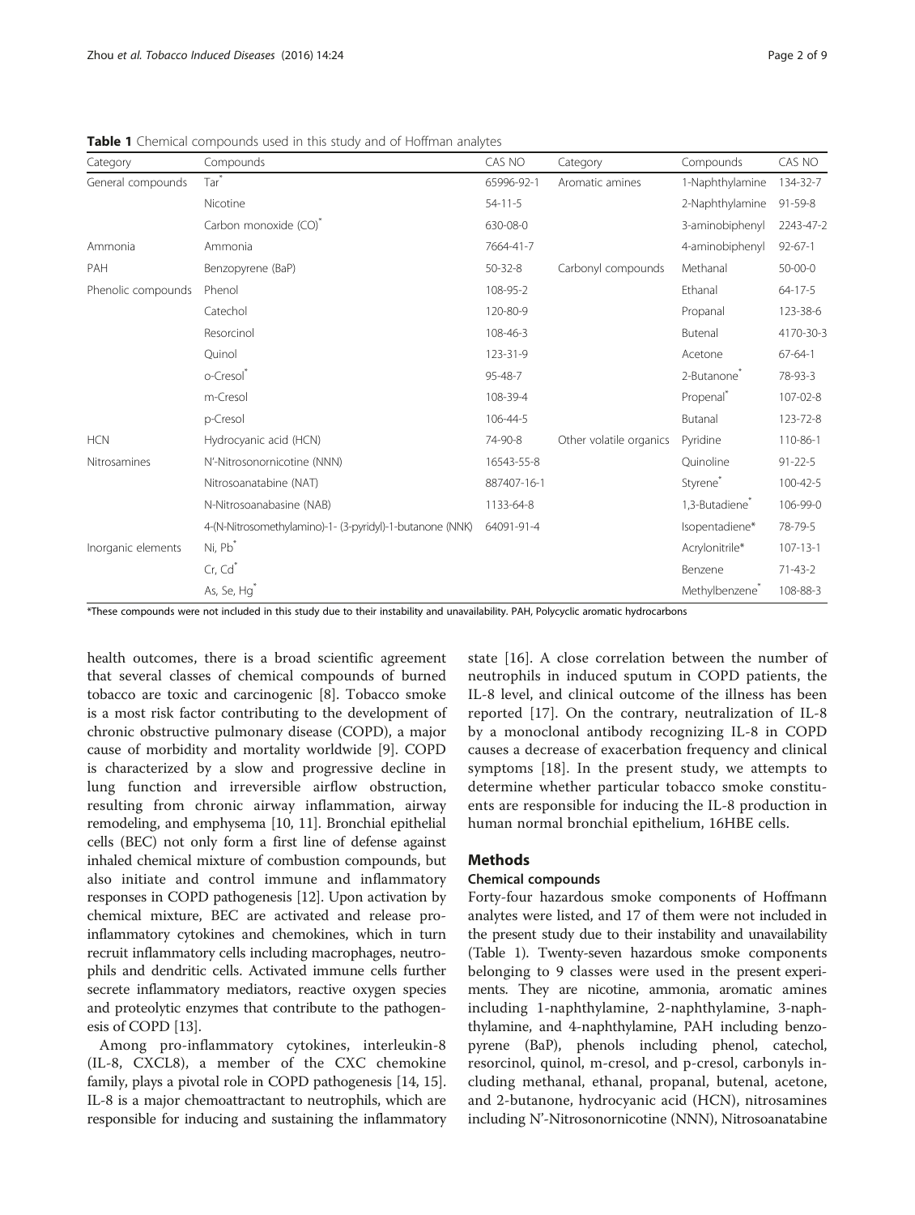**Table 1** Chemical compounds used in this study and of Hoffman analytes

| Category | Compounds | CAS NO | Category | Compounds | CAS NO |
|---|---|---|---|---|---|
| General compounds | Tar* | 65996-92-1 | Aromatic amines | 1-Naphthylamine | 134-32-7 |
| | Nicotine | 54-11-5 | | 2-Naphthylamine | 91-59-8 |
| | Carbon monoxide (CO)* | 630-08-0 | | 3-aminobiphenyl | 2243-47-2 |
| Ammonia | Ammonia | 7664-41-7 | | 4-aminobiphenyl | 92-67-1 |
| PAH | Benzopyrene (BaP) | 50-32-8 | Carbonyl compounds | Methanal | 50-00-0 |
| Phenolic compounds | Phenol | 108-95-2 | | Ethanal | 64-17-5 |
| | Catechol | 120-80-9 | | Propanal | 123-38-6 |
| | Resorcinol | 108-46-3 | | Butenal | 4170-30-3 |
| | Quinol | 123-31-9 | | Acetone | 67-64-1 |
| | o-Cresol* | 95-48-7 | | 2-Butanone* | 78-93-3 |
| | m-Cresol | 108-39-4 | | Propenal* | 107-02-8 |
| | p-Cresol | 106-44-5 | | Butanal | 123-72-8 |
| HCN | Hydrocyanic acid (HCN) | 74-90-8 | Other volatile organics | Pyridine | 110-86-1 |
| Nitrosamines | N'-Nitrosonornicotine (NNN) | 16543-55-8 | | Quinoline | 91-22-5 |
| | Nitrosoanatabine (NAT) | 887407-16-1 | | Styrene* | 100-42-5 |
| | N-Nitrosoanabasine (NAB) | 1133-64-8 | | 1,3-Butadiene* | 106-99-0 |
| | 4-(N-Nitrosomethylamino)-1- (3-pyridyl)-1-butanone (NNK) | 64091-91-4 | | Isopentadiene* | 78-79-5 |
| Inorganic elements | Ni, Pb* | | | Acrylonitrile* | 107-13-1 |
| | Cr, Cd* | | | Benzene | 71-43-2 |
| | As, Se, Hg* | | | Methylbenzene* | 108-88-3 |

*These compounds were not included in this study due to their instability and unavailability. PAH, Polycyclic aromatic hydrocarbons

health outcomes, there is a broad scientific agreement that several classes of chemical compounds of burned tobacco are toxic and carcinogenic [8]. Tobacco smoke is a most risk factor contributing to the development of chronic obstructive pulmonary disease (COPD), a major cause of morbidity and mortality worldwide [9]. COPD is characterized by a slow and progressive decline in lung function and irreversible airflow obstruction, resulting from chronic airway inflammation, airway remodeling, and emphysema [10, 11]. Bronchial epithelial cells (BEC) not only form a first line of defense against inhaled chemical mixture of combustion compounds, but also initiate and control immune and inflammatory responses in COPD pathogenesis [12]. Upon activation by chemical mixture, BEC are activated and release pro-inflammatory cytokines and chemokines, which in turn recruit inflammatory cells including macrophages, neutrophils and dendritic cells. Activated immune cells further secrete inflammatory mediators, reactive oxygen species and proteolytic enzymes that contribute to the pathogenesis of COPD [13].

Among pro-inflammatory cytokines, interleukin-8 (IL-8, CXCL8), a member of the CXC chemokine family, plays a pivotal role in COPD pathogenesis [14, 15]. IL-8 is a major chemoattractant to neutrophils, which are responsible for inducing and sustaining the inflammatory state [16]. A close correlation between the number of neutrophils in induced sputum in COPD patients, the IL-8 level, and clinical outcome of the illness has been reported [17]. On the contrary, neutralization of IL-8 by a monoclonal antibody recognizing IL-8 in COPD causes a decrease of exacerbation frequency and clinical symptoms [18]. In the present study, we attempts to determine whether particular tobacco smoke constituents are responsible for inducing the IL-8 production in human normal bronchial epithelium, 16HBE cells.

## Methods

### Chemical compounds

Forty-four hazardous smoke components of Hoffmann analytes were listed, and 17 of them were not included in the present study due to their instability and unavailability (Table 1). Twenty-seven hazardous smoke components belonging to 9 classes were used in the present experiments. They are nicotine, ammonia, aromatic amines including 1-naphthylamine, 2-naphthylamine, 3-naphthylamine, and 4-naphthylamine, PAH including benzopyrene (BaP), phenols including phenol, catechol, resorcinol, quinol, m-cresol, and p-cresol, carbonyls including methanal, ethanal, propanal, butenal, acetone, and 2-butanone, hydrocyanic acid (HCN), nitrosamines including N'-Nitrosonornicotine (NNN), Nitrosoanatabine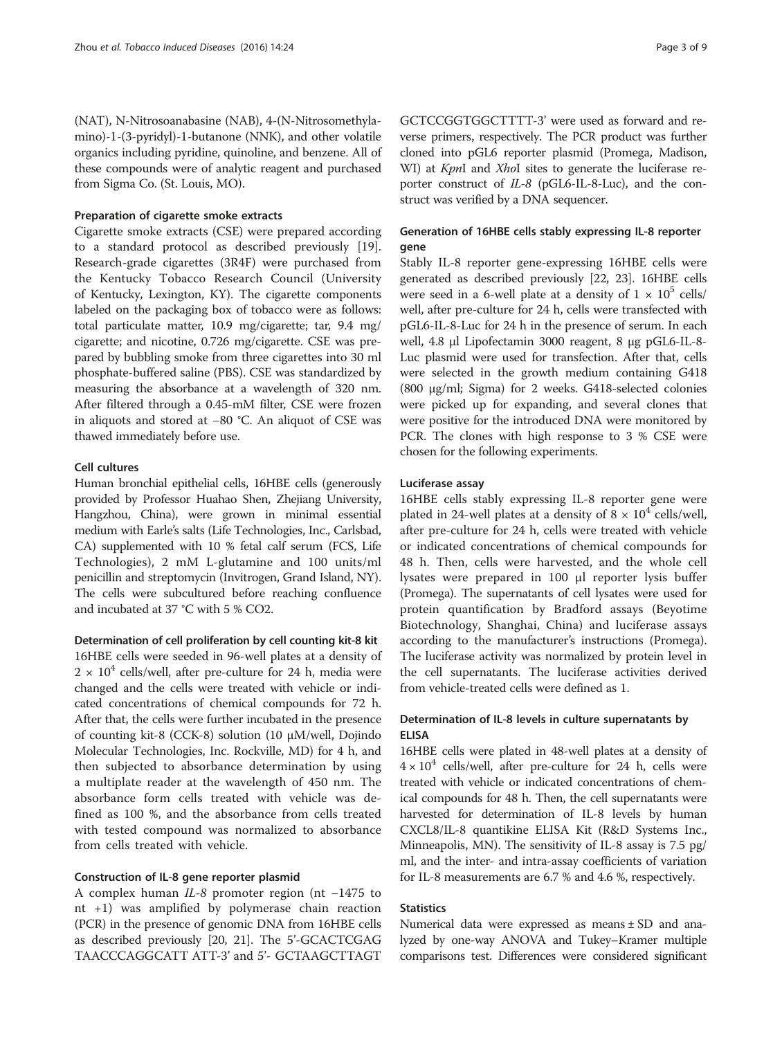(NAT), N-Nitrosoanabasine (NAB), 4-(N-Nitrosomethylamino)-1-(3-pyridyl)-1-butanone (NNK), and other volatile organics including pyridine, quinoline, and benzene. All of these compounds were of analytic reagent and purchased from Sigma Co. (St. Louis, MO).

### Preparation of cigarette smoke extracts

Cigarette smoke extracts (CSE) were prepared according to a standard protocol as described previously [19]. Research-grade cigarettes (3R4F) were purchased from the Kentucky Tobacco Research Council (University of Kentucky, Lexington, KY). The cigarette components labeled on the packaging box of tobacco were as follows: total particulate matter, 10.9 mg/cigarette; tar, 9.4 mg/cigarette; and nicotine, 0.726 mg/cigarette. CSE was prepared by bubbling smoke from three cigarettes into 30 ml phosphate-buffered saline (PBS). CSE was standardized by measuring the absorbance at a wavelength of 320 nm. After filtered through a 0.45-mM filter, CSE were frozen in aliquots and stored at −80 °C. An aliquot of CSE was thawed immediately before use.

### Cell cultures

Human bronchial epithelial cells, 16HBE cells (generously provided by Professor Huahao Shen, Zhejiang University, Hangzhou, China), were grown in minimal essential medium with Earle's salts (Life Technologies, Inc., Carlsbad, CA) supplemented with 10 % fetal calf serum (FCS, Life Technologies), 2 mM L-glutamine and 100 units/ml penicillin and streptomycin (Invitrogen, Grand Island, NY). The cells were subcultured before reaching confluence and incubated at 37 °C with 5 % CO2.

### Determination of cell proliferation by cell counting kit-8 kit

16HBE cells were seeded in 96-well plates at a density of $2 \times 10^4$ cells/well, after pre-culture for 24 h, media were changed and the cells were treated with vehicle or indicated concentrations of chemical compounds for 72 h. After that, the cells were further incubated in the presence of counting kit-8 (CCK-8) solution (10 μM/well, Dojindo Molecular Technologies, Inc. Rockville, MD) for 4 h, and then subjected to absorbance determination by using a multiplate reader at the wavelength of 450 nm. The absorbance form cells treated with vehicle was defined as 100 %, and the absorbance from cells treated with tested compound was normalized to absorbance from cells treated with vehicle.

### Construction of IL-8 gene reporter plasmid

A complex human *IL-8* promoter region (nt −1475 to nt +1) was amplified by polymerase chain reaction (PCR) in the presence of genomic DNA from 16HBE cells as described previously [20, 21]. The 5'-GCACTCGAG TAACCCAGGCATT ATT-3' and 5'- GCTAAGCTTAGT GCTCCGGTGGCTTTT-3' were used as forward and reverse primers, respectively. The PCR product was further cloned into pGL6 reporter plasmid (Promega, Madison, WI) at *Kpn*I and *Xho*I sites to generate the luciferase reporter construct of *IL-8* (pGL6-IL-8-Luc), and the construct was verified by a DNA sequencer.

### Generation of 16HBE cells stably expressing IL-8 reporter gene

Stably IL-8 reporter gene-expressing 16HBE cells were generated as described previously [22, 23]. 16HBE cells were seed in a 6-well plate at a density of $1 \times 10^5$ cells/well, after pre-culture for 24 h, cells were transfected with pGL6-IL-8-Luc for 24 h in the presence of serum. In each well, 4.8 μl Lipofectamin 3000 reagent, 8 μg pGL6-IL-8-Luc plasmid were used for transfection. After that, cells were selected in the growth medium containing G418 (800 μg/ml; Sigma) for 2 weeks. G418-selected colonies were picked up for expanding, and several clones that were positive for the introduced DNA were monitored by PCR. The clones with high response to 3 % CSE were chosen for the following experiments.

### Luciferase assay

16HBE cells stably expressing IL-8 reporter gene were plated in 24-well plates at a density of $8 \times 10^4$ cells/well, after pre-culture for 24 h, cells were treated with vehicle or indicated concentrations of chemical compounds for 48 h. Then, cells were harvested, and the whole cell lysates were prepared in 100 μl reporter lysis buffer (Promega). The supernatants of cell lysates were used for protein quantification by Bradford assays (Beyotime Biotechnology, Shanghai, China) and luciferase assays according to the manufacturer's instructions (Promega). The luciferase activity was normalized by protein level in the cell supernatants. The luciferase activities derived from vehicle-treated cells were defined as 1.

### Determination of IL-8 levels in culture supernatants by ELISA

16HBE cells were plated in 48-well plates at a density of $4 \times 10^4$ cells/well, after pre-culture for 24 h, cells were treated with vehicle or indicated concentrations of chemical compounds for 48 h. Then, the cell supernatants were harvested for determination of IL-8 levels by human CXCL8/IL-8 quantikine ELISA Kit (R&D Systems Inc., Minneapolis, MN). The sensitivity of IL-8 assay is 7.5 pg/ml, and the inter- and intra-assay coefficients of variation for IL-8 measurements are 6.7 % and 4.6 %, respectively.

### Statistics

Numerical data were expressed as means ± SD and analyzed by one-way ANOVA and Tukey–Kramer multiple comparisons test. Differences were considered significant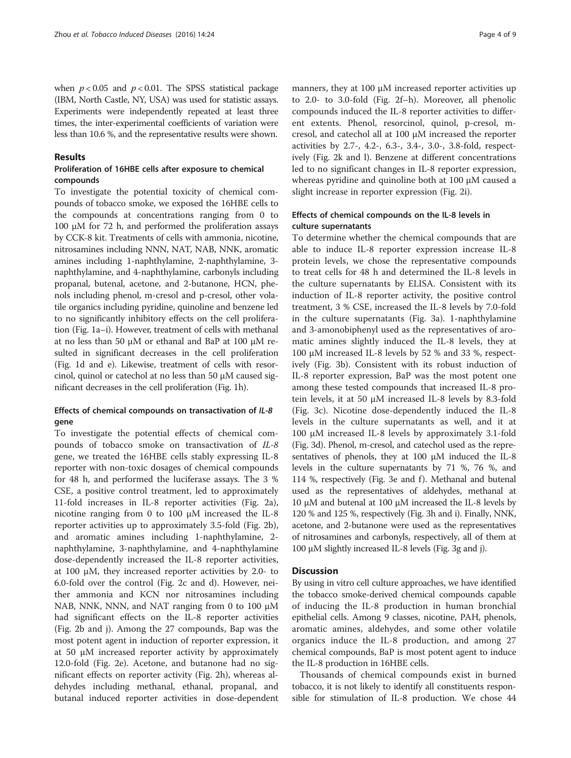when $p < 0.05$ and $p < 0.01$. The SPSS statistical package (IBM, North Castle, NY, USA) was used for statistic assays. Experiments were independently repeated at least three times, the inter-experimental coefficients of variation were less than 10.6 %, and the representative results were shown.

## Results

### Proliferation of 16HBE cells after exposure to chemical compounds

To investigate the potential toxicity of chemical compounds of tobacco smoke, we exposed the 16HBE cells to the compounds at concentrations ranging from 0 to 100 μM for 72 h, and performed the proliferation assays by CCK-8 kit. Treatments of cells with ammonia, nicotine, nitrosamines including NNN, NAT, NAB, NNK, aromatic amines including 1-naphthylamine, 2-naphthylamine, 3-naphthylamine, and 4-naphthylamine, carbonyls including propanal, butenal, acetone, and 2-butanone, HCN, phenols including phenol, m-cresol and p-cresol, other volatile organics including pyridine, quinoline and benzene led to no significantly inhibitory effects on the cell proliferation (Fig. 1a–i). However, treatment of cells with methanal at no less than 50 μM or ethanal and BaP at 100 μM resulted in significant decreases in the cell proliferation (Fig. 1d and e). Likewise, treatment of cells with resorcinol, quinol or catechol at no less than 50 μM caused significant decreases in the cell proliferation (Fig. 1h).

### Effects of chemical compounds on transactivation of *IL-8* gene

To investigate the potential effects of chemical compounds of tobacco smoke on transactivation of *IL-8* gene, we treated the 16HBE cells stably expressing IL-8 reporter with non-toxic dosages of chemical compounds for 48 h, and performed the luciferase assays. The 3 % CSE, a positive control treatment, led to approximately 11-fold increases in IL-8 reporter activities (Fig. 2a), nicotine ranging from 0 to 100 μM increased the IL-8 reporter activities up to approximately 3.5-fold (Fig. 2b), and aromatic amines including 1-naphthylamine, 2-naphthylamine, 3-naphthylamine, and 4-naphthylamine dose-dependently increased the IL-8 reporter activities, at 100 μM, they increased reporter activities by 2.0- to 6.0-fold over the control (Fig. 2c and d). However, neither ammonia and KCN nor nitrosamines including NAB, NNK, NNN, and NAT ranging from 0 to 100 μM had significant effects on the IL-8 reporter activities (Fig. 2b and j). Among the 27 compounds, Bap was the most potent agent in induction of reporter expression, it at 50 μM increased reporter activity by approximately 12.0-fold (Fig. 2e). Acetone, and butanone had no significant effects on reporter activity (Fig. 2h), whereas aldehydes including methanal, ethanal, propanal, and butanal induced reporter activities in dose-dependent manners, they at 100 μM increased reporter activities up to 2.0- to 3.0-fold (Fig. 2f–h). Moreover, all phenolic compounds induced the IL-8 reporter activities to different extents. Phenol, resorcinol, quinol, p-cresol, m-cresol, and catechol all at 100 μM increased the reporter activities by 2.7-, 4.2-, 6.3-, 3.4-, 3.0-, 3.8-fold, respectively (Fig. 2k and l). Benzene at different concentrations led to no significant changes in IL-8 reporter expression, whereas pyridine and quinoline both at 100 μM caused a slight increase in reporter expression (Fig. 2i).

### Effects of chemical compounds on the IL-8 levels in culture supernatants

To determine whether the chemical compounds that are able to induce IL-8 reporter expression increase IL-8 protein levels, we chose the representative compounds to treat cells for 48 h and determined the IL-8 levels in the culture supernatants by ELISA. Consistent with its induction of IL-8 reporter activity, the positive control treatment, 3 % CSE, increased the IL-8 levels by 7.0-fold in the culture supernatants (Fig. 3a). 1-naphthylamine and 3-amonobiphenyl used as the representatives of aromatic amines slightly induced the IL-8 levels, they at 100 μM increased IL-8 levels by 52 % and 33 %, respectively (Fig. 3b). Consistent with its robust induction of IL-8 reporter expression, BaP was the most potent one among these tested compounds that increased IL-8 protein levels, it at 50 μM increased IL-8 levels by 8.3-fold (Fig. 3c). Nicotine dose-dependently induced the IL-8 levels in the culture supernatants as well, and it at 100 μM increased IL-8 levels by approximately 3.1-fold (Fig. 3d). Phenol, m-cresol, and catechol used as the representatives of phenols, they at 100 μM induced the IL-8 levels in the culture supernatants by 71 %, 76 %, and 114 %, respectively (Fig. 3e and f). Methanal and butenal used as the representatives of aldehydes, methanal at 10 μM and butenal at 100 μM increased the IL-8 levels by 120 % and 125 %, respectively (Fig. 3h and i). Finally, NNK, acetone, and 2-butanone were used as the representatives of nitrosamines and carbonyls, respectively, all of them at 100 μM slightly increased IL-8 levels (Fig. 3g and j).

## Discussion

By using in vitro cell culture approaches, we have identified the tobacco smoke-derived chemical compounds capable of inducing the IL-8 production in human bronchial epithelial cells. Among 9 classes, nicotine, PAH, phenols, aromatic amines, aldehydes, and some other volatile organics induce the IL-8 production, and among 27 chemical compounds, BaP is most potent agent to induce the IL-8 production in 16HBE cells.

Thousands of chemical compounds exist in burned tobacco, it is not likely to identify all constituents responsible for stimulation of IL-8 production. We chose 44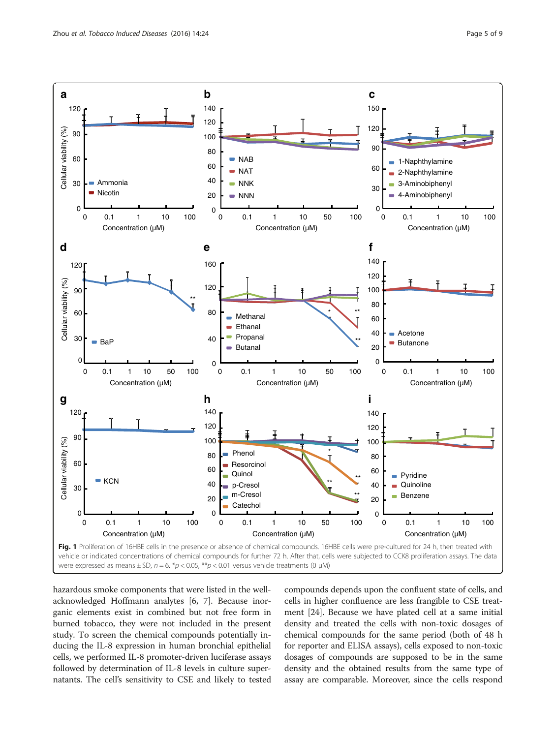**Fig. 1** Proliferation of 16HBE cells in the presence or absence of chemical compounds. 16HBE cells were pre-cultured for 24 h, then treated with vehicle or indicated concentrations of chemical compounds for further 72 h. After that, cells were subjected to CCK8 proliferation assays. The data were expressed as means ± SD, $n = 6$. *$p < 0.05$, **$p < 0.01$ versus vehicle treatments (0 μM)

hazardous smoke components that were listed in the well-acknowledged Hoffmann analytes [6, 7]. Because inorganic elements exist in combined but not free form in burned tobacco, they were not included in the present study. To screen the chemical compounds potentially inducing the IL-8 expression in human bronchial epithelial cells, we performed IL-8 promoter-driven luciferase assays followed by determination of IL-8 levels in culture supernatants. The cell's sensitivity to CSE and likely to tested compounds depends upon the confluent state of cells, and cells in higher confluence are less frangible to CSE treatment [24]. Because we have plated cell at a same initial density and treated the cells with non-toxic dosages of chemical compounds for the same period (both of 48 h for reporter and ELISA assays), cells exposed to non-toxic dosages of compounds are supposed to be in the same density and the obtained results from the same type of assay are comparable. Moreover, since the cells respond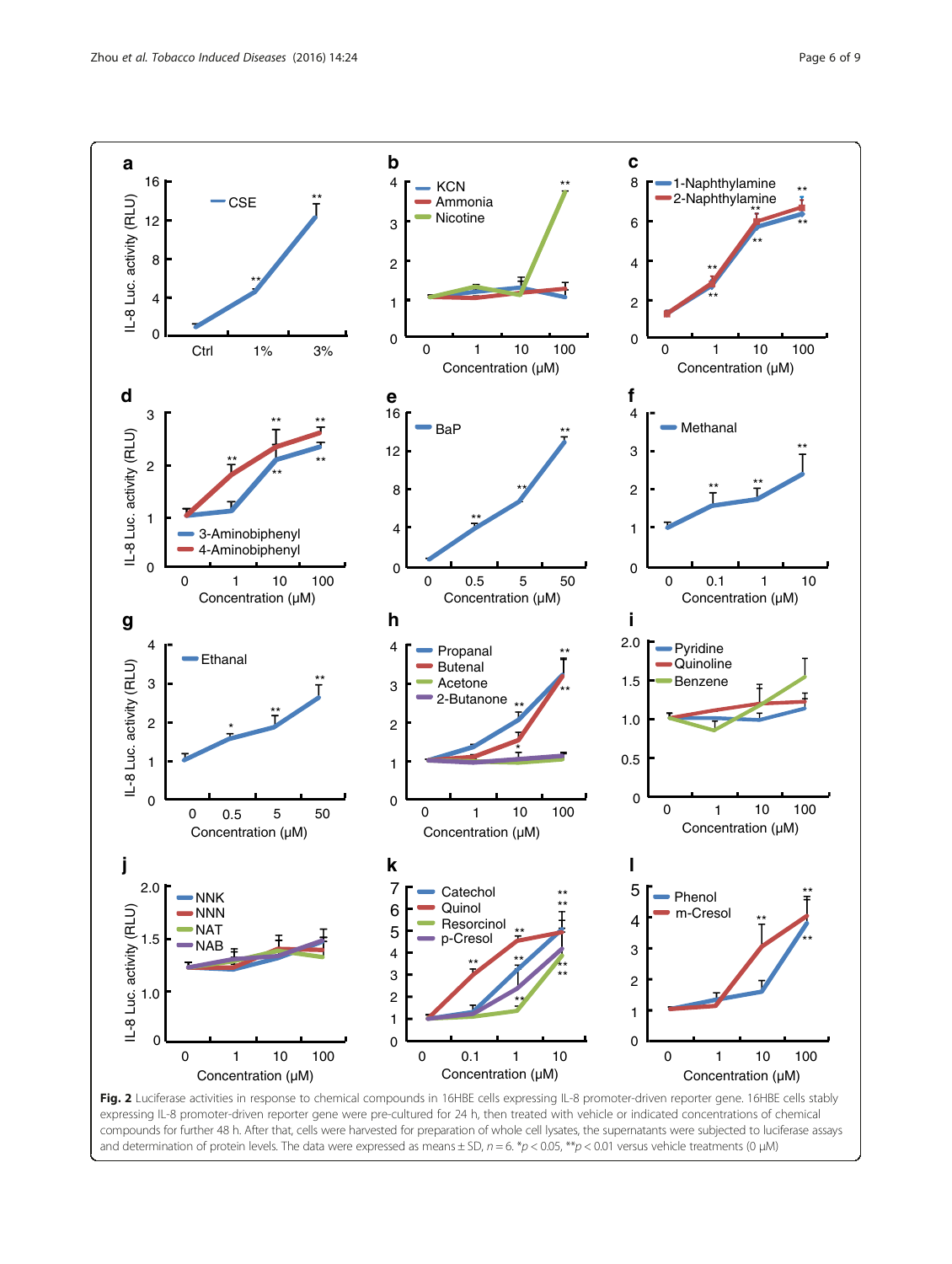Fig. 2 Luciferase activities in response to chemical compounds in 16HBE cells expressing IL-8 promoter-driven reporter gene. 16HBE cells stably expressing IL-8 promoter-driven reporter gene were pre-cultured for 24 h, then treated with vehicle or indicated concentrations of chemical compounds for further 48 h. After that, cells were harvested for preparation of whole cell lysates, the supernatants were subjected to luciferase assays and determination of protein levels. The data were expressed as means ± SD, $n = 6$. *$p < 0.05$, **$p < 0.01$ versus vehicle treatments (0 μM)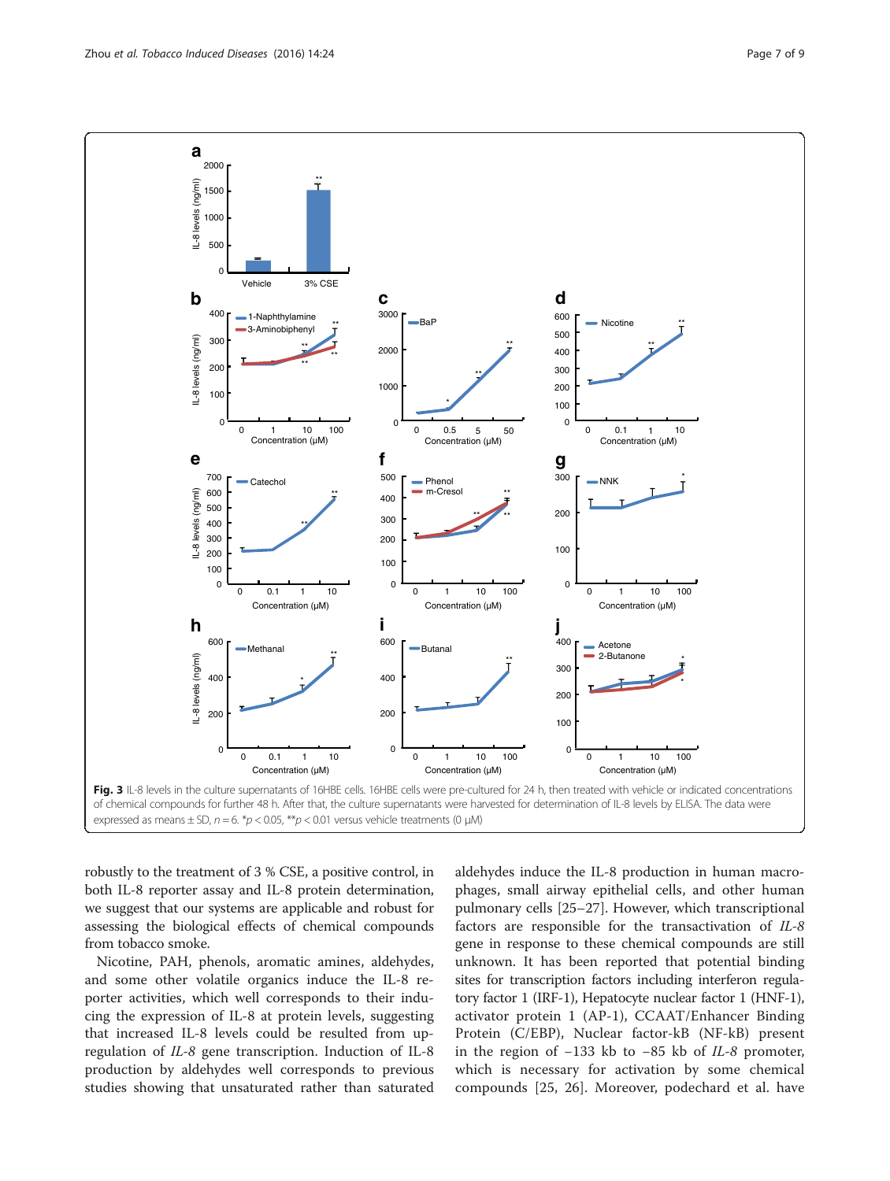**Fig. 3** IL-8 levels in the culture supernatants of 16HBE cells. 16HBE cells were pre-cultured for 24 h, then treated with vehicle or indicated concentrations of chemical compounds for further 48 h. After that, the culture supernatants were harvested for determination of IL-8 levels by ELISA. The data were expressed as means ± SD, $n = 6$. \*$p < 0.05$, \*\*$p < 0.01$ versus vehicle treatments (0 μM)

robustly to the treatment of 3 % CSE, a positive control, in both IL-8 reporter assay and IL-8 protein determination, we suggest that our systems are applicable and robust for assessing the biological effects of chemical compounds from tobacco smoke.

Nicotine, PAH, phenols, aromatic amines, aldehydes, and some other volatile organics induce the IL-8 reporter activities, which well corresponds to their inducing the expression of IL-8 at protein levels, suggesting that increased IL-8 levels could be resulted from upregulation of *IL-8* gene transcription. Induction of IL-8 production by aldehydes well corresponds to previous studies showing that unsaturated rather than saturated aldehydes induce the IL-8 production in human macrophages, small airway epithelial cells, and other human pulmonary cells [25–27]. However, which transcriptional factors are responsible for the transactivation of *IL-8* gene in response to these chemical compounds are still unknown. It has been reported that potential binding sites for transcription factors including interferon regulatory factor 1 (IRF-1), Hepatocyte nuclear factor 1 (HNF-1), activator protein 1 (AP-1), CCAAT/Enhancer Binding Protein (C/EBP), Nuclear factor-kB (NF-kB) present in the region of −133 kb to −85 kb of *IL-8* promoter, which is necessary for activation by some chemical compounds [25, 26]. Moreover, podechard et al. have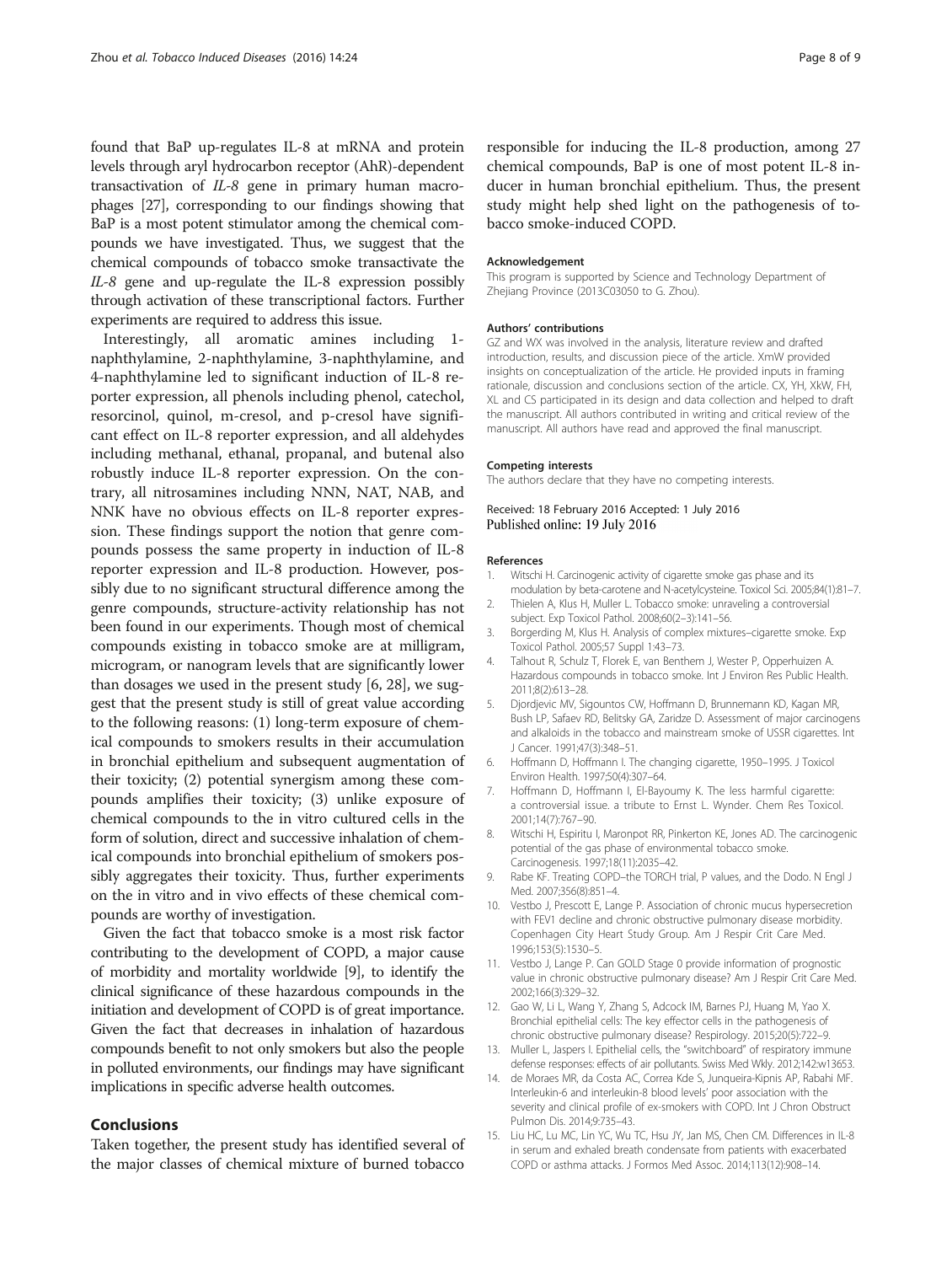found that BaP up-regulates IL-8 at mRNA and protein levels through aryl hydrocarbon receptor (AhR)-dependent transactivation of *IL-8* gene in primary human macrophages [27], corresponding to our findings showing that BaP is a most potent stimulator among the chemical compounds we have investigated. Thus, we suggest that the chemical compounds of tobacco smoke transactivate the *IL-8* gene and up-regulate the IL-8 expression possibly through activation of these transcriptional factors. Further experiments are required to address this issue.

Interestingly, all aromatic amines including 1-naphthylamine, 2-naphthylamine, 3-naphthylamine, and 4-naphthylamine led to significant induction of IL-8 reporter expression, all phenols including phenol, catechol, resorcinol, quinol, m-cresol, and p-cresol have significant effect on IL-8 reporter expression, and all aldehydes including methanal, ethanal, propanal, and butenal also robustly induce IL-8 reporter expression. On the contrary, all nitrosamines including NNN, NAT, NAB, and NNK have no obvious effects on IL-8 reporter expression. These findings support the notion that genre compounds possess the same property in induction of IL-8 reporter expression and IL-8 production. However, possibly due to no significant structural difference among the genre compounds, structure-activity relationship has not been found in our experiments. Though most of chemical compounds existing in tobacco smoke are at milligram, microgram, or nanogram levels that are significantly lower than dosages we used in the present study [6, 28], we suggest that the present study is still of great value according to the following reasons: (1) long-term exposure of chemical compounds to smokers results in their accumulation in bronchial epithelium and subsequent augmentation of their toxicity; (2) potential synergism among these compounds amplifies their toxicity; (3) unlike exposure of chemical compounds to the in vitro cultured cells in the form of solution, direct and successive inhalation of chemical compounds into bronchial epithelium of smokers possibly aggregates their toxicity. Thus, further experiments on the in vitro and in vivo effects of these chemical compounds are worthy of investigation.

Given the fact that tobacco smoke is a most risk factor contributing to the development of COPD, a major cause of morbidity and mortality worldwide [9], to identify the clinical significance of these hazardous compounds in the initiation and development of COPD is of great importance. Given the fact that decreases in inhalation of hazardous compounds benefit to not only smokers but also the people in polluted environments, our findings may have significant implications in specific adverse health outcomes.

## Conclusions

Taken together, the present study has identified several of the major classes of chemical mixture of burned tobacco responsible for inducing the IL-8 production, among 27 chemical compounds, BaP is one of most potent IL-8 inducer in human bronchial epithelium. Thus, the present study might help shed light on the pathogenesis of tobacco smoke-induced COPD.

#### Acknowledgement

This program is supported by Science and Technology Department of Zhejiang Province (2013C03050 to G. Zhou).

#### Authors' contributions

GZ and WX was involved in the analysis, literature review and drafted introduction, results, and discussion piece of the article. XmW provided insights on conceptualization of the article. He provided inputs in framing rationale, discussion and conclusions section of the article. CX, YH, XkW, FH, XL and CS participated in its design and data collection and helped to draft the manuscript. All authors contributed in writing and critical review of the manuscript. All authors have read and approved the final manuscript.

#### Competing interests

The authors declare that they have no competing interests.

Received: 18 February 2016 Accepted: 1 July 2016
Published online: 19 July 2016

#### References

1. Witschi H. Carcinogenic activity of cigarette smoke gas phase and its modulation by beta-carotene and N-acetylcysteine. Toxicol Sci. 2005;84(1):81–7.
2. Thielen A, Klus H, Muller L. Tobacco smoke: unraveling a controversial subject. Exp Toxicol Pathol. 2008;60(2–3):141–56.
3. Borgerding M, Klus H. Analysis of complex mixtures–cigarette smoke. Exp Toxicol Pathol. 2005;57 Suppl 1:43–73.
4. Talhout R, Schulz T, Florek E, van Benthem J, Wester P, Opperhuizen A. Hazardous compounds in tobacco smoke. Int J Environ Res Public Health. 2011;8(2):613–28.
5. Djordjevic MV, Sigountos CW, Hoffmann D, Brunnemann KD, Kagan MR, Bush LP, Safaev RD, Belitsky GA, Zaridze D. Assessment of major carcinogens and alkaloids in the tobacco and mainstream smoke of USSR cigarettes. Int J Cancer. 1991;47(3):348–51.
6. Hoffmann D, Hoffmann I. The changing cigarette, 1950–1995. J Toxicol Environ Health. 1997;50(4):307–64.
7. Hoffmann D, Hoffmann I, El-Bayoumy K. The less harmful cigarette: a controversial issue. a tribute to Ernst L. Wynder. Chem Res Toxicol. 2001;14(7):767–90.
8. Witschi H, Espiritu I, Maronpot RR, Pinkerton KE, Jones AD. The carcinogenic potential of the gas phase of environmental tobacco smoke. Carcinogenesis. 1997;18(11):2035–42.
9. Rabe KF. Treating COPD–the TORCH trial, P values, and the Dodo. N Engl J Med. 2007;356(8):851–4.
10. Vestbo J, Prescott E, Lange P. Association of chronic mucus hypersecretion with FEV1 decline and chronic obstructive pulmonary disease morbidity. Copenhagen City Heart Study Group. Am J Respir Crit Care Med. 1996;153(5):1530–5.
11. Vestbo J, Lange P. Can GOLD Stage 0 provide information of prognostic value in chronic obstructive pulmonary disease? Am J Respir Crit Care Med. 2002;166(3):329–32.
12. Gao W, Li L, Wang Y, Zhang S, Adcock IM, Barnes PJ, Huang M, Yao X. Bronchial epithelial cells: The key effector cells in the pathogenesis of chronic obstructive pulmonary disease? Respirology. 2015;20(5):722–9.
13. Muller L, Jaspers I. Epithelial cells, the "switchboard" of respiratory immune defense responses: effects of air pollutants. Swiss Med Wkly. 2012;142:w13653.
14. de Moraes MR, da Costa AC, Correa Kde S, Junqueira-Kipnis AP, Rabahi MF. Interleukin-6 and interleukin-8 blood levels' poor association with the severity and clinical profile of ex-smokers with COPD. Int J Chron Obstruct Pulmon Dis. 2014;9:735–43.
15. Liu HC, Lu MC, Lin YC, Wu TC, Hsu JY, Jan MS, Chen CM. Differences in IL-8 in serum and exhaled breath condensate from patients with exacerbated COPD or asthma attacks. J Formos Med Assoc. 2014;113(12):908–14.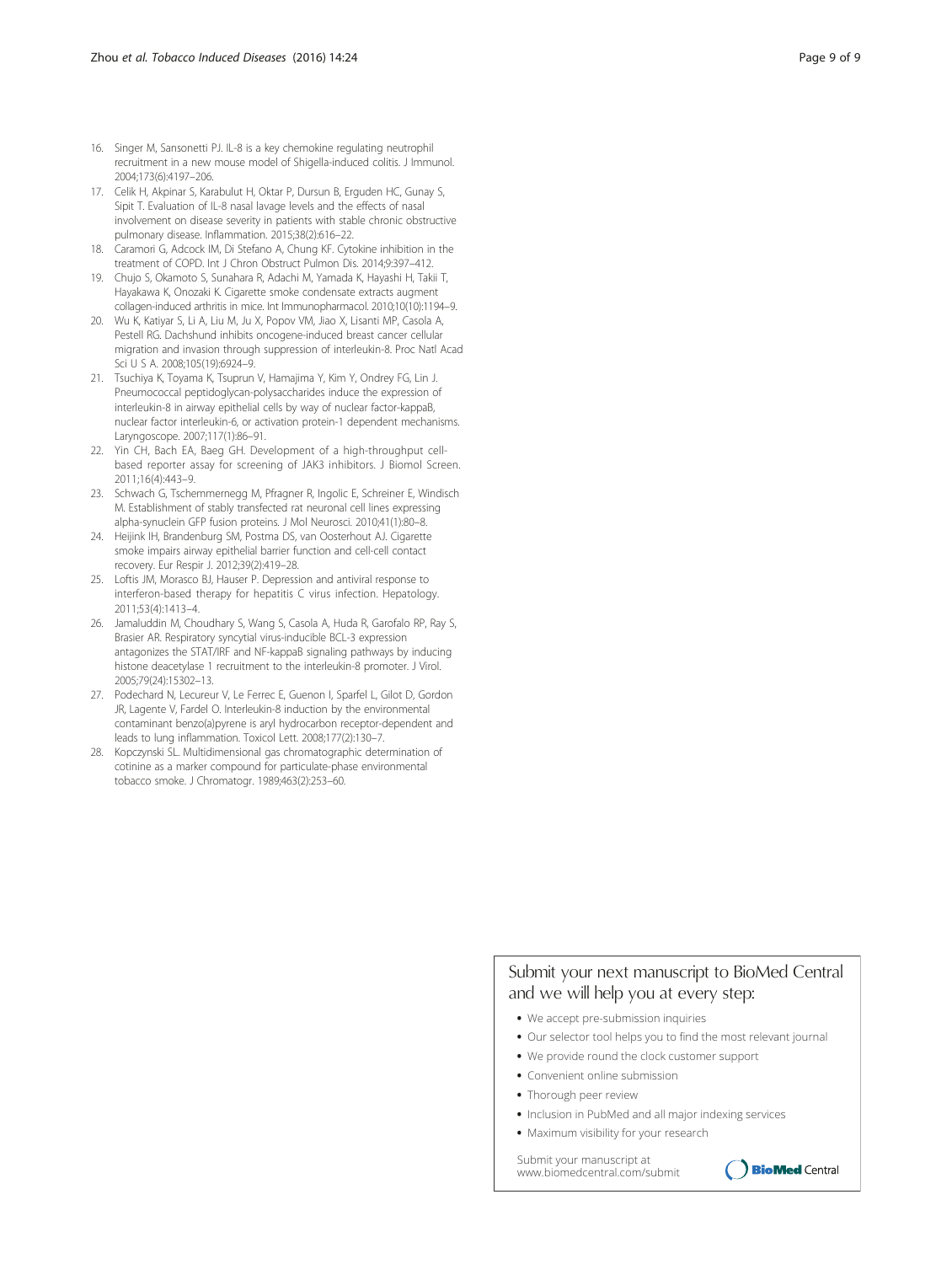16. Singer M, Sansonetti PJ. IL-8 is a key chemokine regulating neutrophil recruitment in a new mouse model of Shigella-induced colitis. J Immunol. 2004;173(6):4197–206.
17. Celik H, Akpinar S, Karabulut H, Oktar P, Dursun B, Erguden HC, Gunay S, Sipit T. Evaluation of IL-8 nasal lavage levels and the effects of nasal involvement on disease severity in patients with stable chronic obstructive pulmonary disease. Inflammation. 2015;38(2):616–22.
18. Caramori G, Adcock IM, Di Stefano A, Chung KF. Cytokine inhibition in the treatment of COPD. Int J Chron Obstruct Pulmon Dis. 2014;9:397–412.
19. Chujo S, Okamoto S, Sunahara R, Adachi M, Yamada K, Hayashi H, Takii T, Hayakawa K, Onozaki K. Cigarette smoke condensate extracts augment collagen-induced arthritis in mice. Int Immunopharmacol. 2010;10(10):1194–9.
20. Wu K, Katiyar S, Li A, Liu M, Ju X, Popov VM, Jiao X, Lisanti MP, Casola A, Pestell RG. Dachshund inhibits oncogene-induced breast cancer cellular migration and invasion through suppression of interleukin-8. Proc Natl Acad Sci U S A. 2008;105(19):6924–9.
21. Tsuchiya K, Toyama K, Tsuprun V, Hamajima Y, Kim Y, Ondrey FG, Lin J. Pneumococcal peptidoglycan-polysaccharides induce the expression of interleukin-8 in airway epithelial cells by way of nuclear factor-kappaB, nuclear factor interleukin-6, or activation protein-1 dependent mechanisms. Laryngoscope. 2007;117(1):86–91.
22. Yin CH, Bach EA, Baeg GH. Development of a high-throughput cell-based reporter assay for screening of JAK3 inhibitors. J Biomol Screen. 2011;16(4):443–9.
23. Schwach G, Tschemmernegg M, Pfragner R, Ingolic E, Schreiner E, Windisch M. Establishment of stably transfected rat neuronal cell lines expressing alpha-synuclein GFP fusion proteins. J Mol Neurosci. 2010;41(1):80–8.
24. Heijink IH, Brandenburg SM, Postma DS, van Oosterhout AJ. Cigarette smoke impairs airway epithelial barrier function and cell-cell contact recovery. Eur Respir J. 2012;39(2):419–28.
25. Loftis JM, Morasco BJ, Hauser P. Depression and antiviral response to interferon-based therapy for hepatitis C virus infection. Hepatology. 2011;53(4):1413–4.
26. Jamaluddin M, Choudhary S, Wang S, Casola A, Huda R, Garofalo RP, Ray S, Brasier AR. Respiratory syncytial virus-inducible BCL-3 expression antagonizes the STAT/IRF and NF-kappaB signaling pathways by inducing histone deacetylase 1 recruitment to the interleukin-8 promoter. J Virol. 2005;79(24):15302–13.
27. Podechard N, Lecureur V, Le Ferrec E, Guenon I, Sparfel L, Gilot D, Gordon JR, Lagente V, Fardel O. Interleukin-8 induction by the environmental contaminant benzo(a)pyrene is aryl hydrocarbon receptor-dependent and leads to lung inflammation. Toxicol Lett. 2008;177(2):130–7.
28. Kopczynski SL. Multidimensional gas chromatographic determination of cotinine as a marker compound for particulate-phase environmental tobacco smoke. J Chromatogr. 1989;463(2):253–60.

Submit your next manuscript to BioMed Central and we will help you at every step:

- We accept pre-submission inquiries
- Our selector tool helps you to find the most relevant journal
- We provide round the clock customer support
- Convenient online submission
- Thorough peer review
- Inclusion in PubMed and all major indexing services
- Maximum visibility for your research

Submit your manuscript at www.biomedcentral.com/submit

BioMed Central